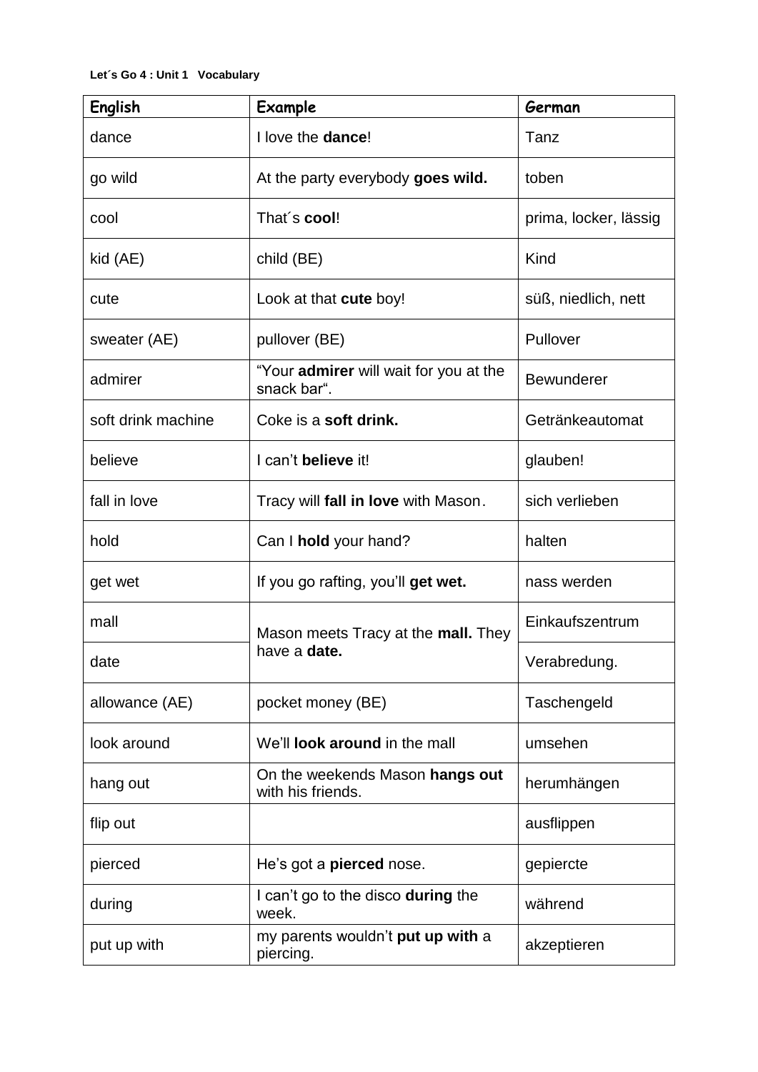**Let´s Go 4 : Unit 1 Vocabulary**

| English | Example | German |
| --- | --- | --- |
| dance | I love the **dance**! | Tanz |
| go wild | At the party everybody **goes wild.** | toben |
| cool | That´s **cool**! | prima, locker, lässig |
| kid (AE) | child (BE) | Kind |
| cute | Look at that **cute** boy! | süß, niedlich, nett |
| sweater (AE) | pullover (BE) | Pullover |
| admirer | "Your **admirer** will wait for you at the snack bar". | Bewunderer |
| soft drink machine | Coke is a **soft drink.** | Getränkeautomat |
| believe | I can't **believe** it! | glauben! |
| fall in love | Tracy will **fall in love** with Mason. | sich verlieben |
| hold | Can I **hold** your hand? | halten |
| get wet | If you go rafting, you'll **get wet.** | nass werden |
| mall | Mason meets Tracy at the **mall.** They have a **date.** | Einkaufszentrum |
| date | | Verabredung. |
| allowance (AE) | pocket money (BE) | Taschengeld |
| look around | We'll **look around** in the mall | umsehen |
| hang out | On the weekends Mason **hangs out** with his friends. | herumhängen |
| flip out | | ausflippen |
| pierced | He's got a **pierced** nose. | gepiercte |
| during | I can't go to the disco **during** the week. | während |
| put up with | my parents wouldn't **put up with** a piercing. | akzeptieren |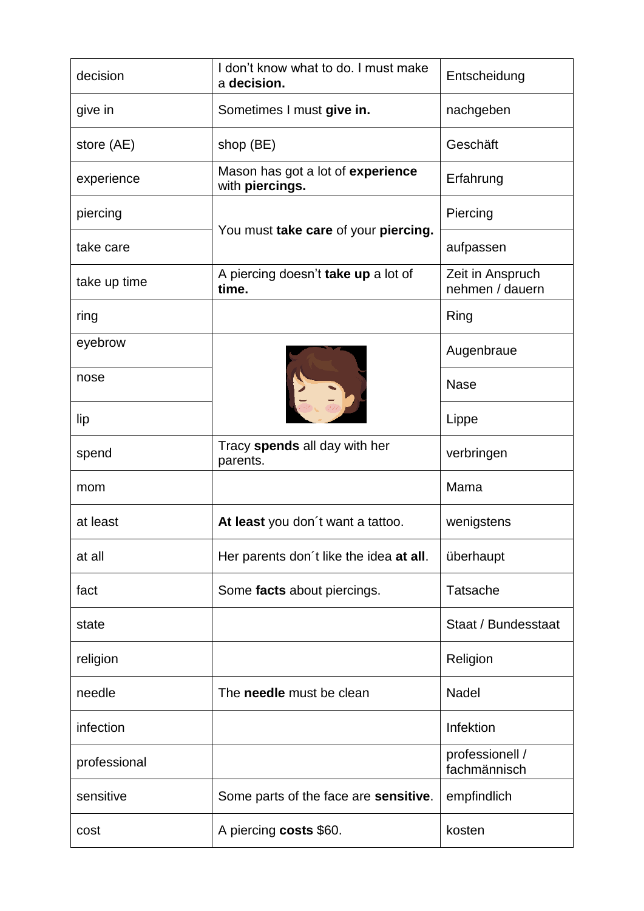| decision | I don't know what to do. I must make a **decision.** | Entscheidung |
|---|---|---|
| give in | Sometimes I must **give in.** | nachgeben |
| store (AE) | shop (BE) | Geschäft |
| experience | Mason has got a lot of **experience** with **piercings.** | Erfahrung |
| piercing | You must **take care** of your **piercing.** | Piercing |
| take care | | aufpassen |
| take up time | A piercing doesn't **take up** a lot of **time.** | Zeit in Anspruch nehmen / dauern |
| ring | | Ring |
| eyebrow | | Augenbraue |
| nose | | Nase |
| lip | | Lippe |
| spend | Tracy **spends** all day with her parents. | verbringen |
| mom | | Mama |
| at least | **At least** you don´t want a tattoo. | wenigstens |
| at all | Her parents don´t like the idea **at all**. | überhaupt |
| fact | Some **facts** about piercings. | Tatsache |
| state | | Staat / Bundesstaat |
| religion | | Religion |
| needle | The **needle** must be clean | Nadel |
| infection | | Infektion |
| professional | | professionell / fachmännisch |
| sensitive | Some parts of the face are **sensitive**. | empfindlich |
| cost | A piercing **costs** $60. | kosten |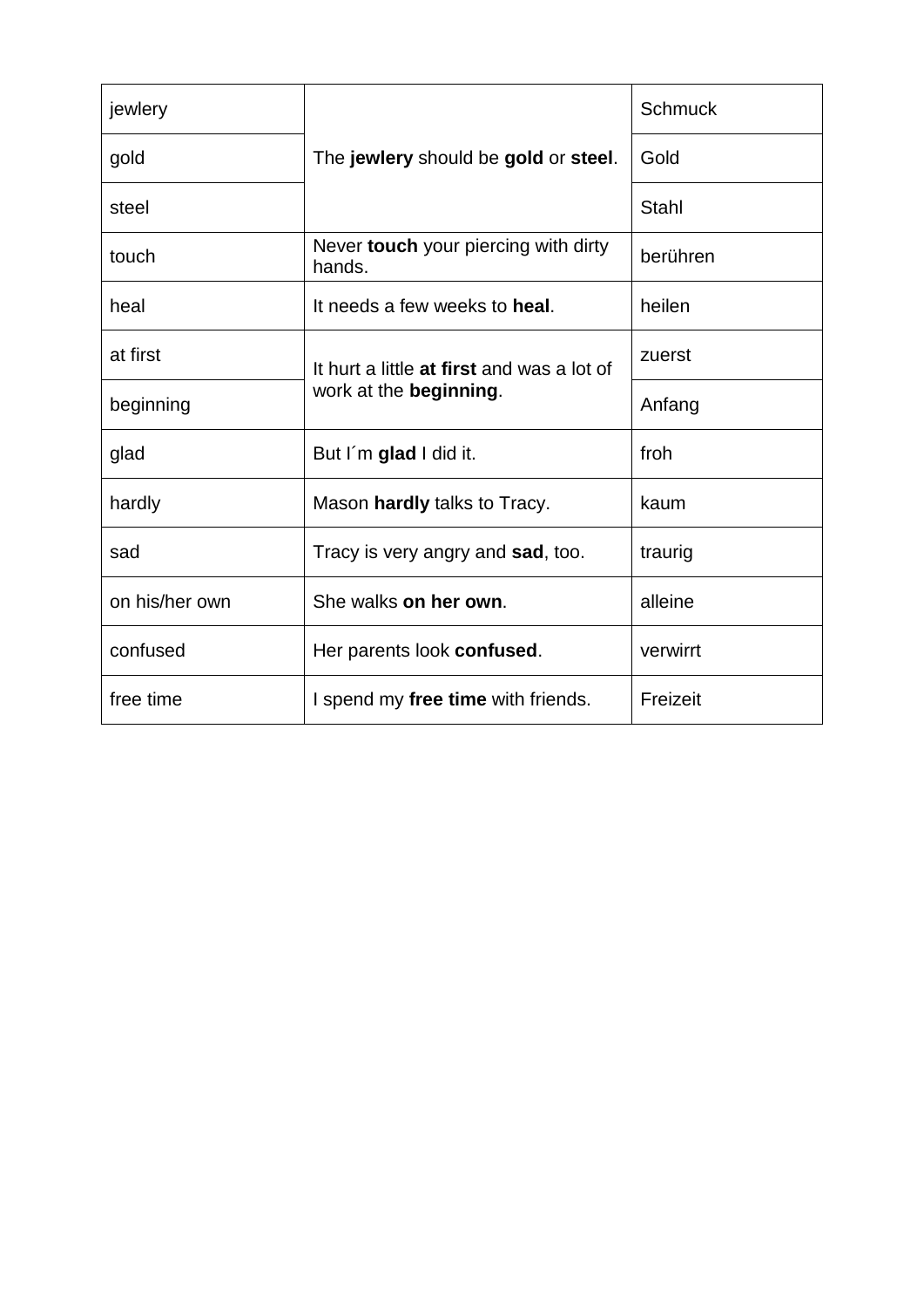| | | |
|---|---|---|
| jewlery | The **jewlery** should be **gold** or **steel**. | Schmuck |
| gold | | Gold |
| steel | | Stahl |
| touch | Never **touch** your piercing with dirty hands. | berühren |
| heal | It needs a few weeks to **heal**. | heilen |
| at first | It hurt a little **at first** and was a lot of work at the **beginning**. | zuerst |
| beginning | | Anfang |
| glad | But I´m **glad** I did it. | froh |
| hardly | Mason **hardly** talks to Tracy. | kaum |
| sad | Tracy is very angry and **sad**, too. | traurig |
| on his/her own | She walks **on her own**. | alleine |
| confused | Her parents look **confused**. | verwirrt |
| free time | I spend my **free time** with friends. | Freizeit |